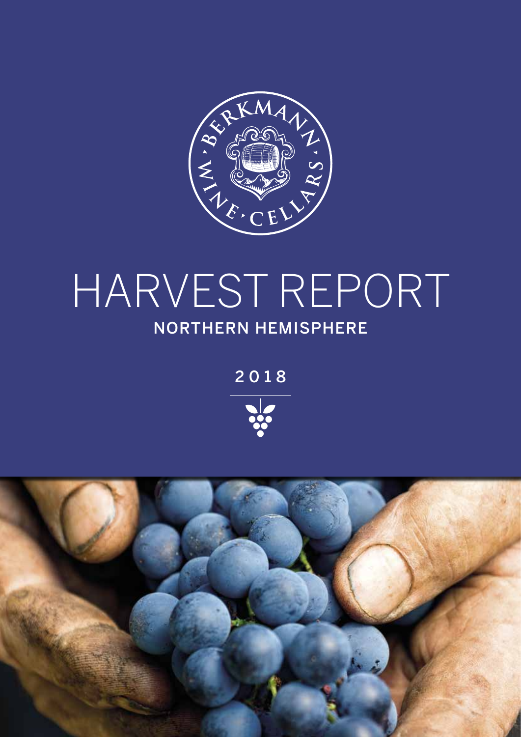# HARVEST REPORT

## NORTHERN HEMISPHERE

2018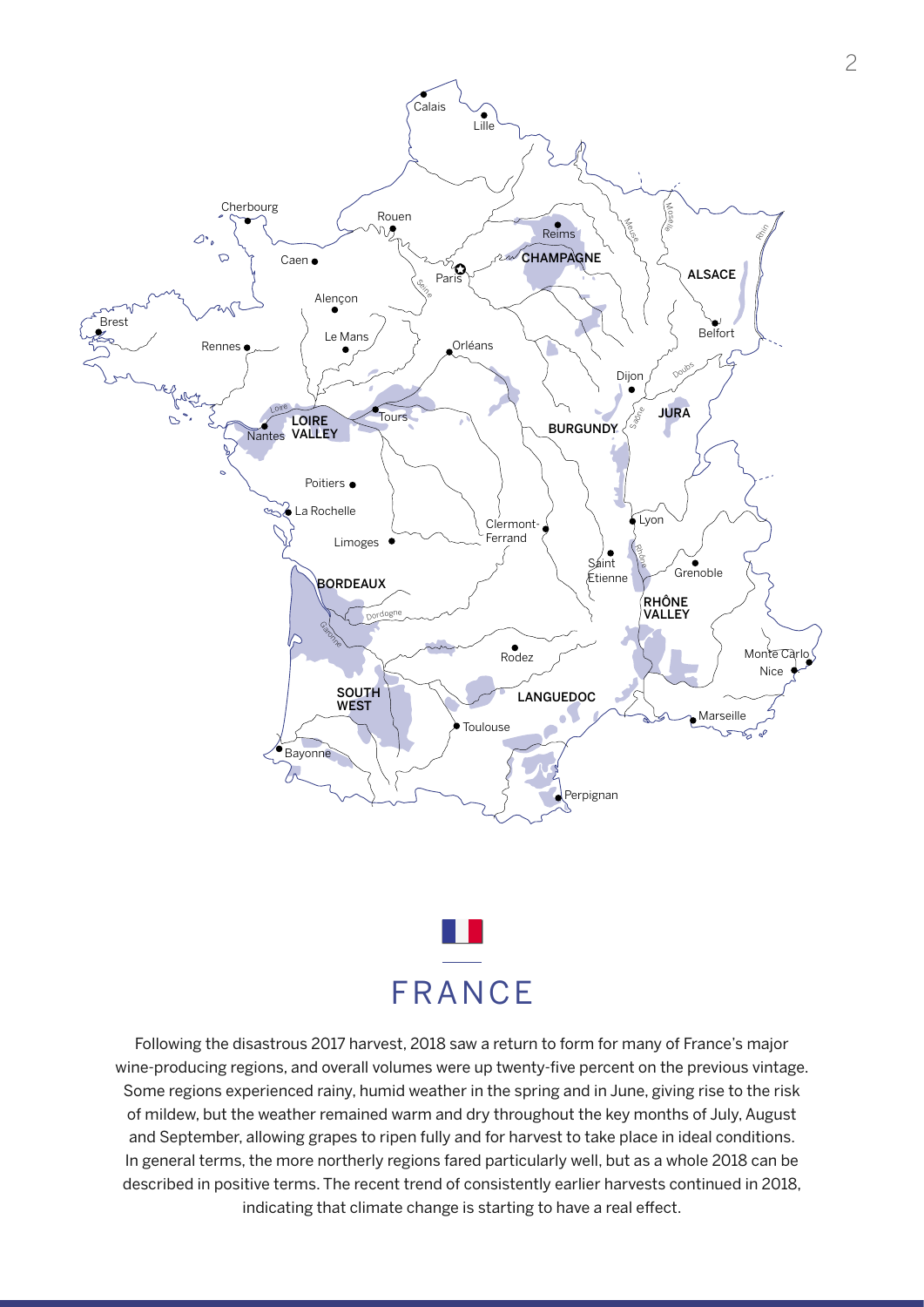# FRANCE

Following the disastrous 2017 harvest, 2018 saw a return to form for many of France's major wine-producing regions, and overall volumes were up twenty-five percent on the previous vintage. Some regions experienced rainy, humid weather in the spring and in June, giving rise to the risk of mildew, but the weather remained warm and dry throughout the key months of July, August and September, allowing grapes to ripen fully and for harvest to take place in ideal conditions. In general terms, the more northerly regions fared particularly well, but as a whole 2018 can be described in positive terms. The recent trend of consistently earlier harvests continued in 2018, indicating that climate change is starting to have a real effect.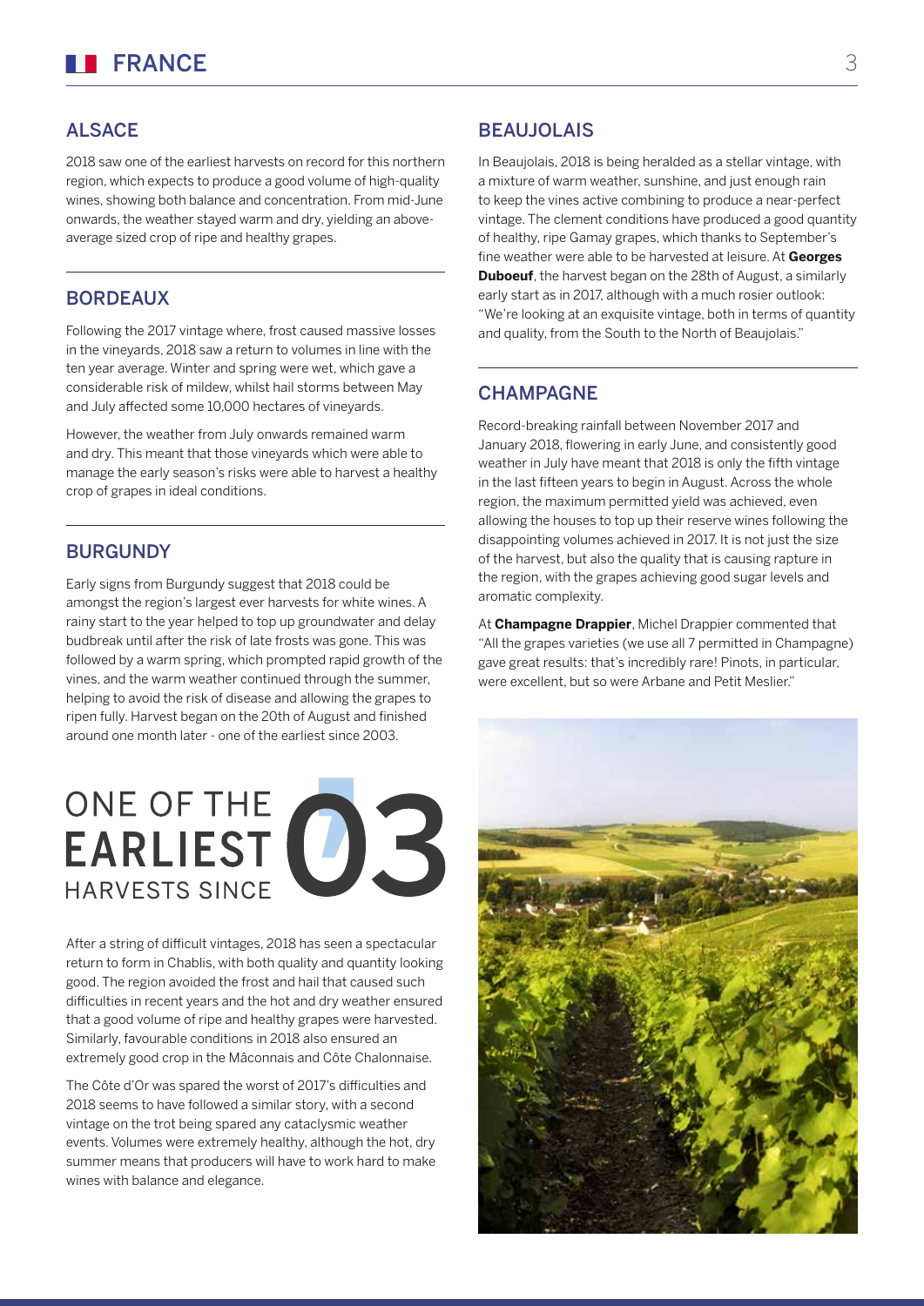# FRANCE

## ALSACE

2018 saw one of the earliest harvests on record for this northern region, which expects to produce a good volume of high-quality wines, showing both balance and concentration. From mid-June onwards, the weather stayed warm and dry, yielding an above-average sized crop of ripe and healthy grapes.

## BORDEAUX

Following the 2017 vintage where, frost caused massive losses in the vineyards, 2018 saw a return to volumes in line with the ten year average. Winter and spring were wet, which gave a considerable risk of mildew, whilst hail storms between May and July affected some 10,000 hectares of vineyards.

However, the weather from July onwards remained warm and dry. This meant that those vineyards which were able to manage the early season's risks were able to harvest a healthy crop of grapes in ideal conditions.

## BURGUNDY

Early signs from Burgundy suggest that 2018 could be amongst the region's largest ever harvests for white wines. A rainy start to the year helped to top up groundwater and delay budbreak until after the risk of late frosts was gone. This was followed by a warm spring, which prompted rapid growth of the vines, and the warm weather continued through the summer, helping to avoid the risk of disease and allowing the grapes to ripen fully. Harvest began on the 20th of August and finished around one month later - one of the earliest since 2003.

**ONE OF THE EARLIEST HARVESTS SINCE '03**

After a string of difficult vintages, 2018 has seen a spectacular return to form in Chablis, with both quality and quantity looking good. The region avoided the frost and hail that caused such difficulties in recent years and the hot and dry weather ensured that a good volume of ripe and healthy grapes were harvested. Similarly, favourable conditions in 2018 also ensured an extremely good crop in the Mâconnais and Côte Chalonnaise.

The Côte d'Or was spared the worst of 2017's difficulties and 2018 seems to have followed a similar story, with a second vintage on the trot being spared any cataclysmic weather events. Volumes were extremely healthy, although the hot, dry summer means that producers will have to work hard to make wines with balance and elegance.

## BEAUJOLAIS

In Beaujolais, 2018 is being heralded as a stellar vintage, with a mixture of warm weather, sunshine, and just enough rain to keep the vines active combining to produce a near-perfect vintage. The clement conditions have produced a good quantity of healthy, ripe Gamay grapes, which thanks to September's fine weather were able to be harvested at leisure. At **Georges Duboeuf**, the harvest began on the 28th of August, a similarly early start as in 2017, although with a much rosier outlook: "We're looking at an exquisite vintage, both in terms of quantity and quality, from the South to the North of Beaujolais."

## CHAMPAGNE

Record-breaking rainfall between November 2017 and January 2018, flowering in early June, and consistently good weather in July have meant that 2018 is only the fifth vintage in the last fifteen years to begin in August. Across the whole region, the maximum permitted yield was achieved, even allowing the houses to top up their reserve wines following the disappointing volumes achieved in 2017. It is not just the size of the harvest, but also the quality that is causing rapture in the region, with the grapes achieving good sugar levels and aromatic complexity.

At **Champagne Drappier**, Michel Drappier commented that "All the grapes varieties (we use all 7 permitted in Champagne) gave great results: that's incredibly rare! Pinots, in particular, were excellent, but so were Arbane and Petit Meslier."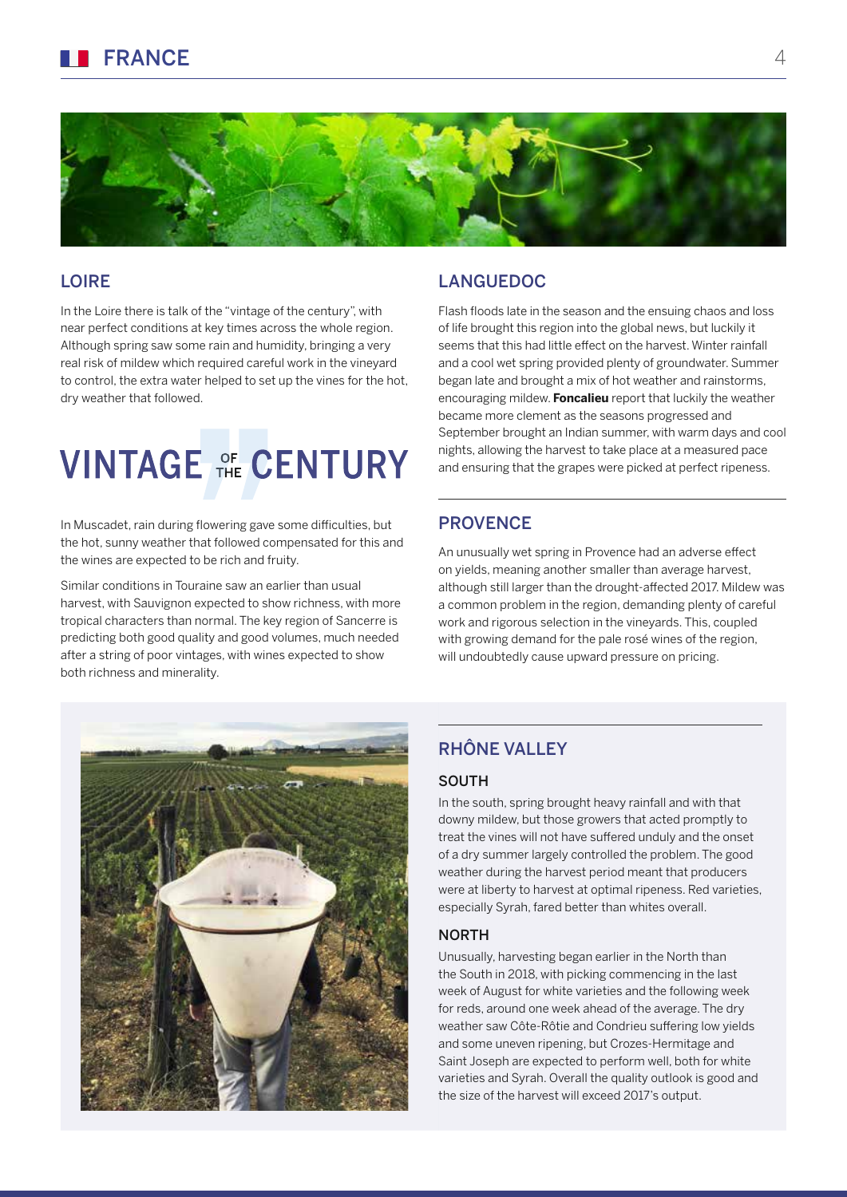# FRANCE

## LOIRE

In the Loire there is talk of the "vintage of the century", with near perfect conditions at key times across the whole region. Although spring saw some rain and humidity, bringing a very real risk of mildew which required careful work in the vineyard to control, the extra water helped to set up the vines for the hot, dry weather that followed.

> VINTAGE OF THE CENTURY

In Muscadet, rain during flowering gave some difficulties, but the hot, sunny weather that followed compensated for this and the wines are expected to be rich and fruity.

Similar conditions in Touraine saw an earlier than usual harvest, with Sauvignon expected to show richness, with more tropical characters than normal. The key region of Sancerre is predicting both good quality and good volumes, much needed after a string of poor vintages, with wines expected to show both richness and minerality.

## LANGUEDOC

Flash floods late in the season and the ensuing chaos and loss of life brought this region into the global news, but luckily it seems that this had little effect on the harvest. Winter rainfall and a cool wet spring provided plenty of groundwater. Summer began late and brought a mix of hot weather and rainstorms, encouraging mildew. **Foncalieu** report that luckily the weather became more clement as the seasons progressed and September brought an Indian summer, with warm days and cool nights, allowing the harvest to take place at a measured pace and ensuring that the grapes were picked at perfect ripeness.

## PROVENCE

An unusually wet spring in Provence had an adverse effect on yields, meaning another smaller than average harvest, although still larger than the drought-affected 2017. Mildew was a common problem in the region, demanding plenty of careful work and rigorous selection in the vineyards. This, coupled with growing demand for the pale rosé wines of the region, will undoubtedly cause upward pressure on pricing.

## RHÔNE VALLEY

### SOUTH

In the south, spring brought heavy rainfall and with that downy mildew, but those growers that acted promptly to treat the vines will not have suffered unduly and the onset of a dry summer largely controlled the problem. The good weather during the harvest period meant that producers were at liberty to harvest at optimal ripeness. Red varieties, especially Syrah, fared better than whites overall.

### NORTH

Unusually, harvesting began earlier in the North than the South in 2018, with picking commencing in the last week of August for white varieties and the following week for reds, around one week ahead of the average. The dry weather saw Côte-Rôtie and Condrieu suffering low yields and some uneven ripening, but Crozes-Hermitage and Saint Joseph are expected to perform well, both for white varieties and Syrah. Overall the quality outlook is good and the size of the harvest will exceed 2017's output.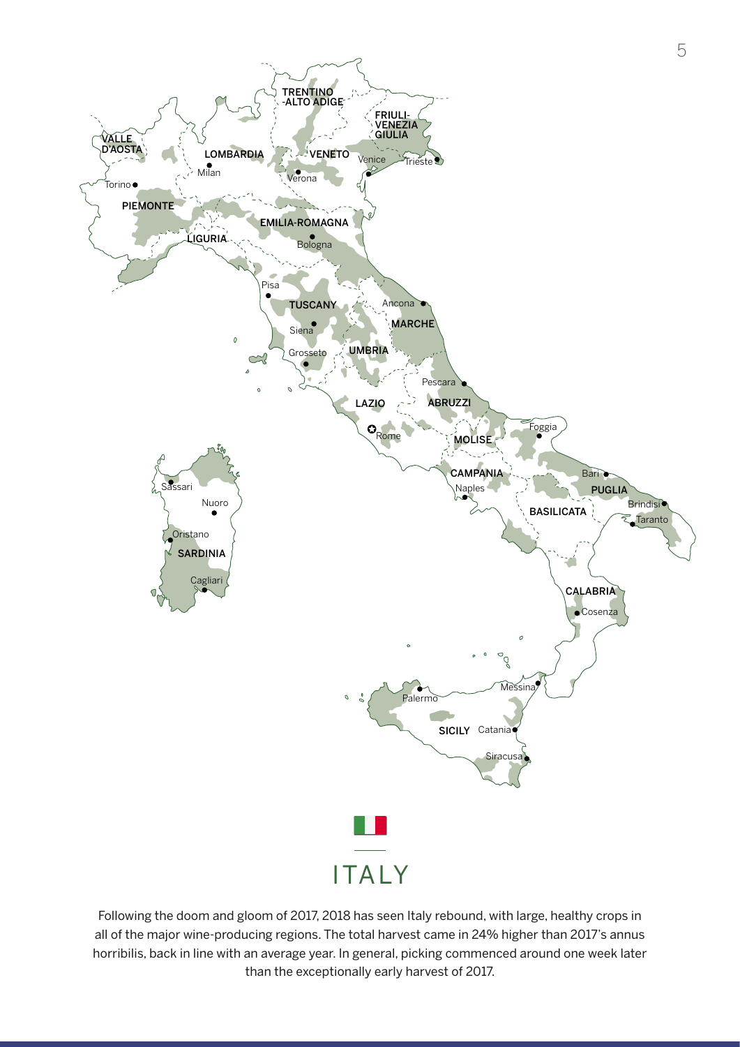# ITALY

Following the doom and gloom of 2017, 2018 has seen Italy rebound, with large, healthy crops in all of the major wine-producing regions. The total harvest came in 24% higher than 2017's annus horribilis, back in line with an average year. In general, picking commenced around one week later than the exceptionally early harvest of 2017.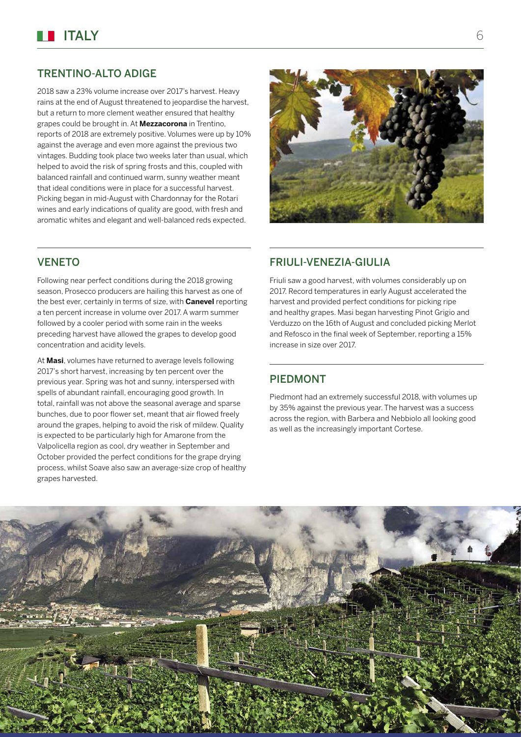# ITALY

## TRENTINO-ALTO ADIGE

2018 saw a 23% volume increase over 2017's harvest. Heavy rains at the end of August threatened to jeopardise the harvest, but a return to more clement weather ensured that healthy grapes could be brought in. At **Mezzacorona** in Trentino, reports of 2018 are extremely positive. Volumes were up by 10% against the average and even more against the previous two vintages. Budding took place two weeks later than usual, which helped to avoid the risk of spring frosts and this, coupled with balanced rainfall and continued warm, sunny weather meant that ideal conditions were in place for a successful harvest. Picking began in mid-August with Chardonnay for the Rotari wines and early indications of quality are good, with fresh and aromatic whites and elegant and well-balanced reds expected.

## VENETO

Following near perfect conditions during the 2018 growing season, Prosecco producers are hailing this harvest as one of the best ever, certainly in terms of size, with **Canevel** reporting a ten percent increase in volume over 2017. A warm summer followed by a cooler period with some rain in the weeks preceding harvest have allowed the grapes to develop good concentration and acidity levels.

At **Masi**, volumes have returned to average levels following 2017's short harvest, increasing by ten percent over the previous year. Spring was hot and sunny, interspersed with spells of abundant rainfall, encouraging good growth. In total, rainfall was not above the seasonal average and sparse bunches, due to poor flower set, meant that air flowed freely around the grapes, helping to avoid the risk of mildew. Quality is expected to be particularly high for Amarone from the Valpolicella region as cool, dry weather in September and October provided the perfect conditions for the grape drying process, whilst Soave also saw an average-size crop of healthy grapes harvested.

## FRIULI-VENEZIA-GIULIA

Friuli saw a good harvest, with volumes considerably up on 2017. Record temperatures in early August accelerated the harvest and provided perfect conditions for picking ripe and healthy grapes. Masi began harvesting Pinot Grigio and Verduzzo on the 16th of August and concluded picking Merlot and Refosco in the final week of September, reporting a 15% increase in size over 2017.

## PIEDMONT

Piedmont had an extremely successful 2018, with volumes up by 35% against the previous year. The harvest was a success across the region, with Barbera and Nebbiolo all looking good as well as the increasingly important Cortese.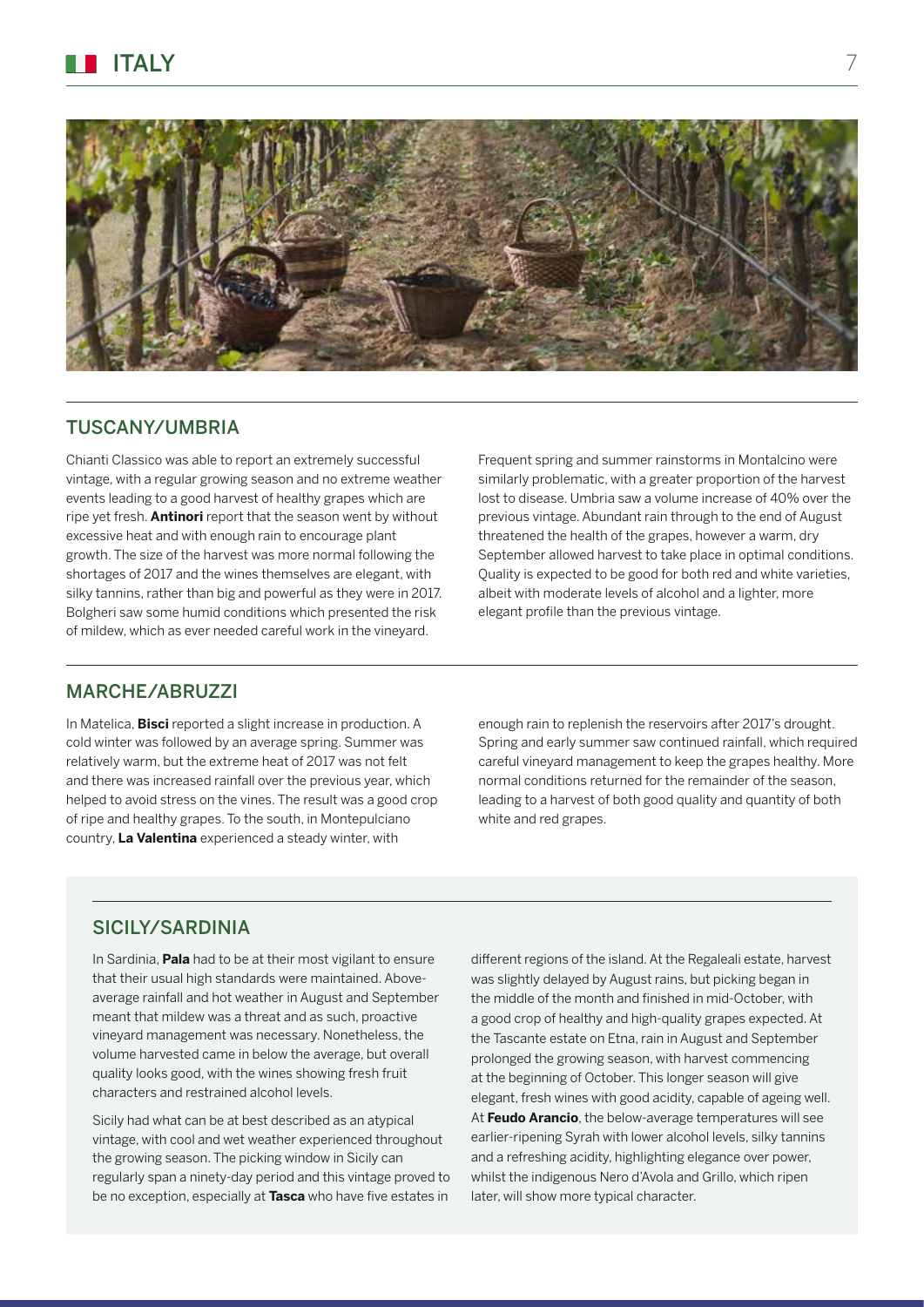# ITALY

## TUSCANY/UMBRIA

Chianti Classico was able to report an extremely successful vintage, with a regular growing season and no extreme weather events leading to a good harvest of healthy grapes which are ripe yet fresh. **Antinori** report that the season went by without excessive heat and with enough rain to encourage plant growth. The size of the harvest was more normal following the shortages of 2017 and the wines themselves are elegant, with silky tannins, rather than big and powerful as they were in 2017. Bolgheri saw some humid conditions which presented the risk of mildew, which as ever needed careful work in the vineyard.

Frequent spring and summer rainstorms in Montalcino were similarly problematic, with a greater proportion of the harvest lost to disease. Umbria saw a volume increase of 40% over the previous vintage. Abundant rain through to the end of August threatened the health of the grapes, however a warm, dry September allowed harvest to take place in optimal conditions. Quality is expected to be good for both red and white varieties, albeit with moderate levels of alcohol and a lighter, more elegant profile than the previous vintage.

## MARCHE/ABRUZZI

In Matelica, **Bisci** reported a slight increase in production. A cold winter was followed by an average spring. Summer was relatively warm, but the extreme heat of 2017 was not felt and there was increased rainfall over the previous year, which helped to avoid stress on the vines. The result was a good crop of ripe and healthy grapes. To the south, in Montepulciano country, **La Valentina** experienced a steady winter, with enough rain to replenish the reservoirs after 2017's drought. Spring and early summer saw continued rainfall, which required careful vineyard management to keep the grapes healthy. More normal conditions returned for the remainder of the season, leading to a harvest of both good quality and quantity of both white and red grapes.

## SICILY/SARDINIA

In Sardinia, **Pala** had to be at their most vigilant to ensure that their usual high standards were maintained. Above-average rainfall and hot weather in August and September meant that mildew was a threat and as such, proactive vineyard management was necessary. Nonetheless, the volume harvested came in below the average, but overall quality looks good, with the wines showing fresh fruit characters and restrained alcohol levels.

Sicily had what can be at best described as an atypical vintage, with cool and wet weather experienced throughout the growing season. The picking window in Sicily can regularly span a ninety-day period and this vintage proved to be no exception, especially at **Tasca** who have five estates in different regions of the island. At the Regaleali estate, harvest was slightly delayed by August rains, but picking began in the middle of the month and finished in mid-October, with a good crop of healthy and high-quality grapes expected. At the Tascante estate on Etna, rain in August and September prolonged the growing season, with harvest commencing at the beginning of October. This longer season will give elegant, fresh wines with good acidity, capable of ageing well. At **Feudo Arancio**, the below-average temperatures will see earlier-ripening Syrah with lower alcohol levels, silky tannins and a refreshing acidity, highlighting elegance over power, whilst the indigenous Nero d'Avola and Grillo, which ripen later, will show more typical character.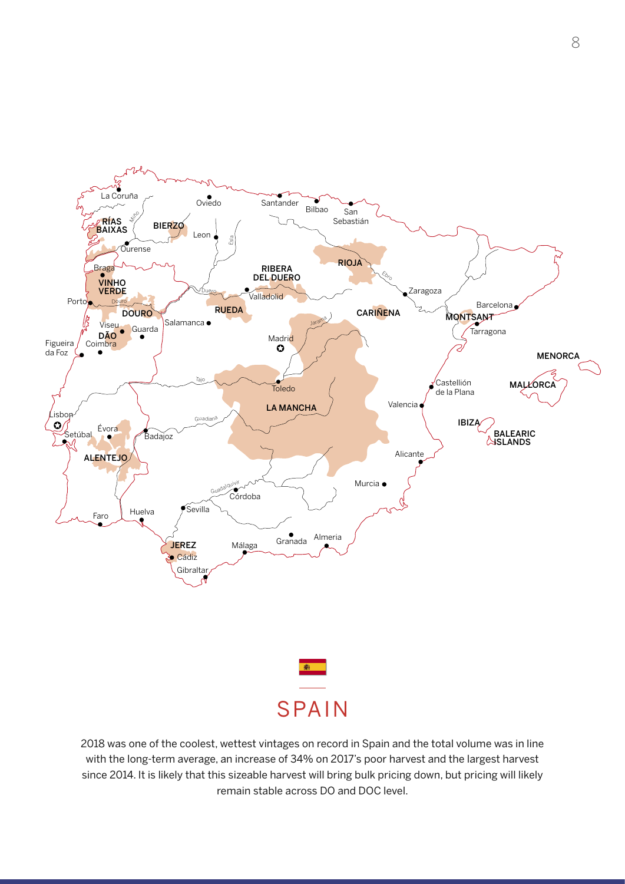# SPAIN

2018 was one of the coolest, wettest vintages on record in Spain and the total volume was in line with the long-term average, an increase of 34% on 2017's poor harvest and the largest harvest since 2014. It is likely that this sizeable harvest will bring bulk pricing down, but pricing will likely remain stable across DO and DOC level.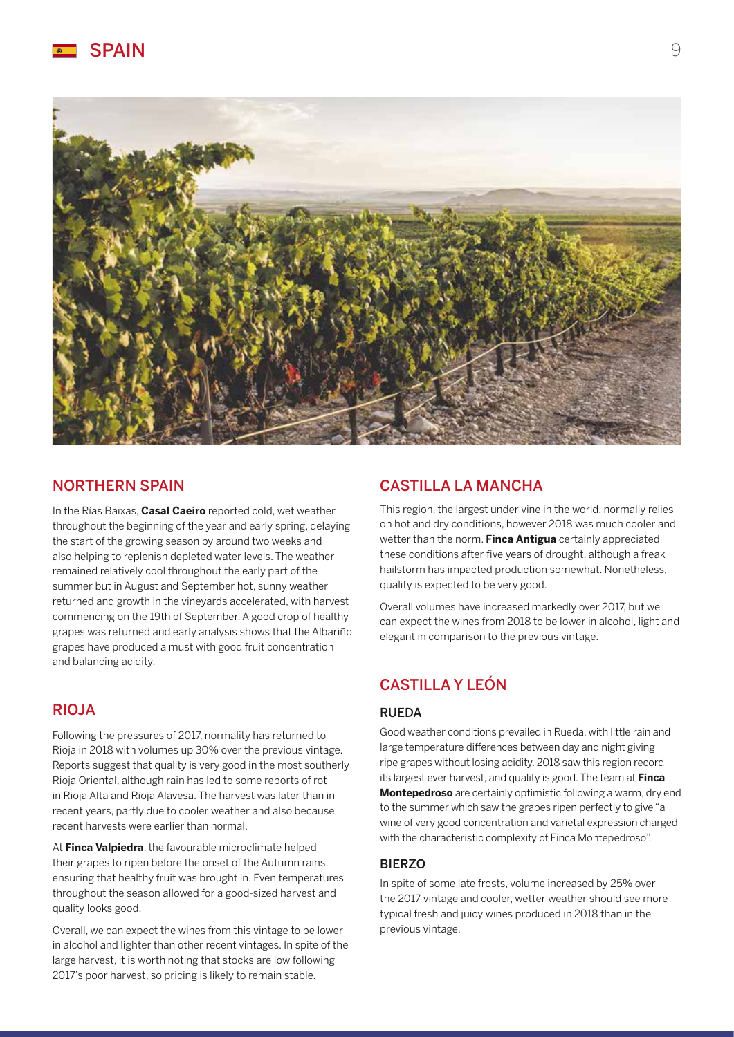# SPAIN

## NORTHERN SPAIN

In the Rías Baixas, **Casal Caeiro** reported cold, wet weather throughout the beginning of the year and early spring, delaying the start of the growing season by around two weeks and also helping to replenish depleted water levels. The weather remained relatively cool throughout the early part of the summer but in August and September hot, sunny weather returned and growth in the vineyards accelerated, with harvest commencing on the 19th of September. A good crop of healthy grapes was returned and early analysis shows that the Albariño grapes have produced a must with good fruit concentration and balancing acidity.

## RIOJA

Following the pressures of 2017, normality has returned to Rioja in 2018 with volumes up 30% over the previous vintage. Reports suggest that quality is very good in the most southerly Rioja Oriental, although rain has led to some reports of rot in Rioja Alta and Rioja Alavesa. The harvest was later than in recent years, partly due to cooler weather and also because recent harvests were earlier than normal.

At **Finca Valpiedra**, the favourable microclimate helped their grapes to ripen before the onset of the Autumn rains, ensuring that healthy fruit was brought in. Even temperatures throughout the season allowed for a good-sized harvest and quality looks good.

Overall, we can expect the wines from this vintage to be lower in alcohol and lighter than other recent vintages. In spite of the large harvest, it is worth noting that stocks are low following 2017's poor harvest, so pricing is likely to remain stable.

## CASTILLA LA MANCHA

This region, the largest under vine in the world, normally relies on hot and dry conditions, however 2018 was much cooler and wetter than the norm. **Finca Antigua** certainly appreciated these conditions after five years of drought, although a freak hailstorm has impacted production somewhat. Nonetheless, quality is expected to be very good.

Overall volumes have increased markedly over 2017, but we can expect the wines from 2018 to be lower in alcohol, light and elegant in comparison to the previous vintage.

## CASTILLA Y LEÓN

### RUEDA

Good weather conditions prevailed in Rueda, with little rain and large temperature differences between day and night giving ripe grapes without losing acidity. 2018 saw this region record its largest ever harvest, and quality is good. The team at **Finca Montepedroso** are certainly optimistic following a warm, dry end to the summer which saw the grapes ripen perfectly to give "a wine of very good concentration and varietal expression charged with the characteristic complexity of Finca Montepedroso".

### BIERZO

In spite of some late frosts, volume increased by 25% over the 2017 vintage and cooler, wetter weather should see more typical fresh and juicy wines produced in 2018 than in the previous vintage.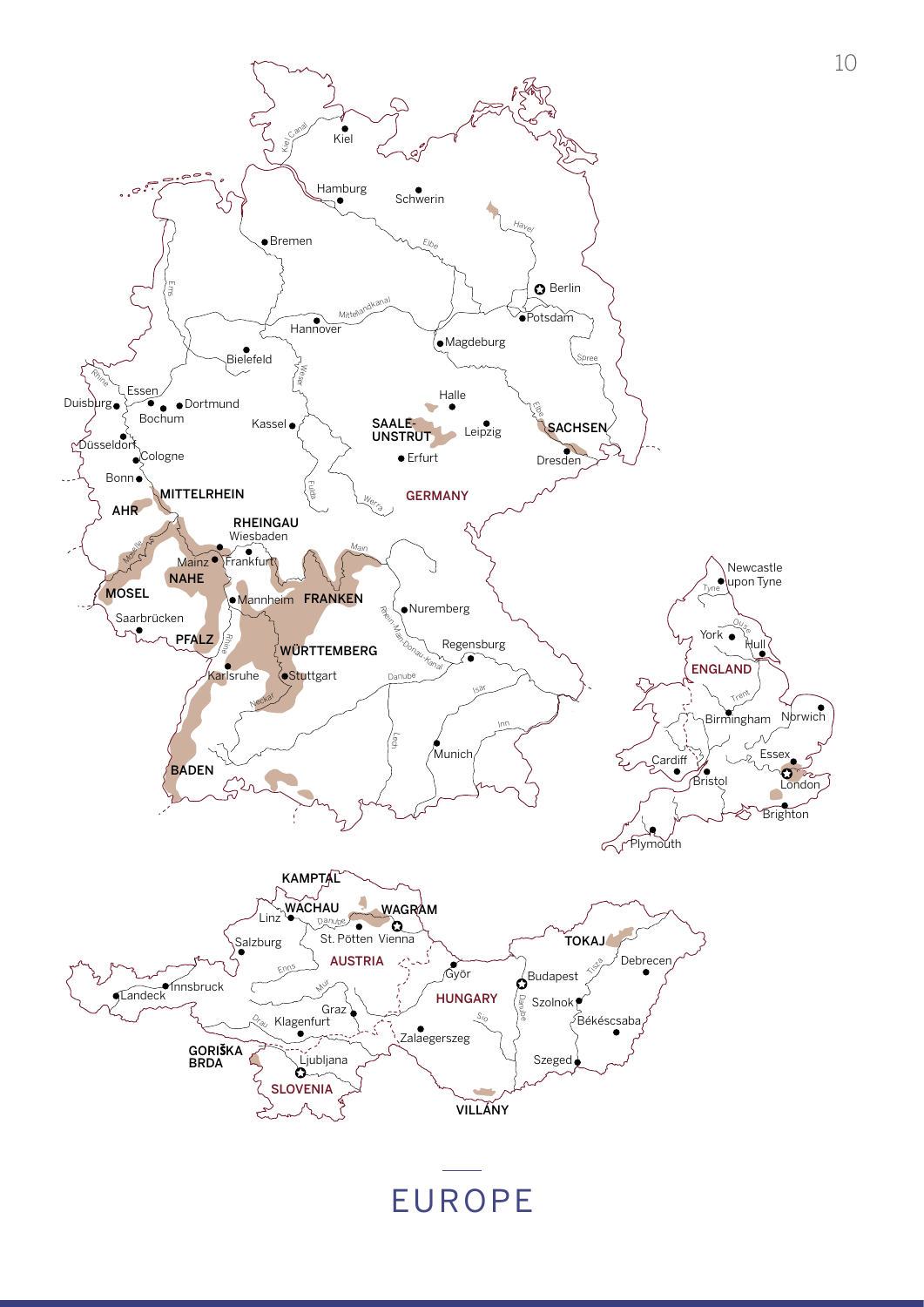# EUROPE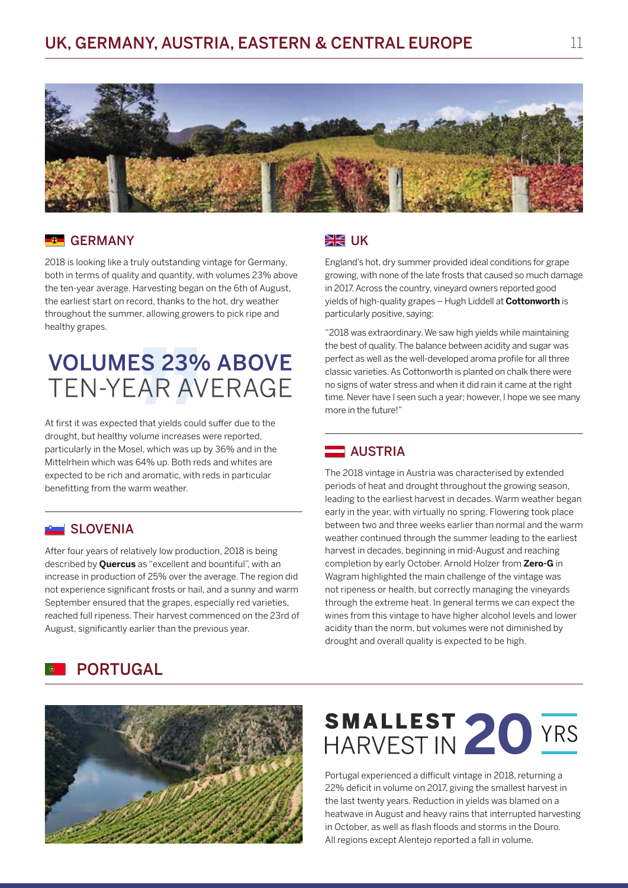# UK, GERMANY, AUSTRIA, EASTERN & CENTRAL EUROPE

## GERMANY

2018 is looking like a truly outstanding vintage for Germany, both in terms of quality and quantity, with volumes 23% above the ten-year average. Harvesting began on the 6th of August, the earliest start on record, thanks to the hot, dry weather throughout the summer, allowing growers to pick ripe and healthy grapes.

**VOLUMES 23% ABOVE TEN-YEAR AVERAGE**

At first it was expected that yields could suffer due to the drought, but healthy volume increases were reported, particularly in the Mosel, which was up by 36% and in the Mittelrhein which was 64% up. Both reds and whites are expected to be rich and aromatic, with reds in particular benefitting from the warm weather.

## SLOVENIA

After four years of relatively low production, 2018 is being described by **Quercus** as "excellent and bountiful", with an increase in production of 25% over the average. The region did not experience significant frosts or hail, and a sunny and warm September ensured that the grapes, especially red varieties, reached full ripeness. Their harvest commenced on the 23rd of August, significantly earlier than the previous year.

## UK

England's hot, dry summer provided ideal conditions for grape growing, with none of the late frosts that caused so much damage in 2017. Across the country, vineyard owners reported good yields of high-quality grapes – Hugh Liddell at **Cottonworth** is particularly positive, saying:

"2018 was extraordinary. We saw high yields while maintaining the best of quality. The balance between acidity and sugar was perfect as well as the well-developed aroma profile for all three classic varieties. As Cottonworth is planted on chalk there were no signs of water stress and when it did rain it came at the right time. Never have I seen such a year; however, I hope we see many more in the future!"

## AUSTRIA

The 2018 vintage in Austria was characterised by extended periods of heat and drought throughout the growing season, leading to the earliest harvest in decades. Warm weather began early in the year, with virtually no spring. Flowering took place between two and three weeks earlier than normal and the warm weather continued through the summer leading to the earliest harvest in decades, beginning in mid-August and reaching completion by early October. Arnold Holzer from **Zero-G** in Wagram highlighted the main challenge of the vintage was not ripeness or health, but correctly managing the vineyards through the extreme heat. In general terms we can expect the wines from this vintage to have higher alcohol levels and lower acidity than the norm, but volumes were not diminished by drought and overall quality is expected to be high.

## PORTUGAL

**SMALLEST HARVEST IN 20 YRS**

Portugal experienced a difficult vintage in 2018, returning a 22% deficit in volume on 2017, giving the smallest harvest in the last twenty years. Reduction in yields was blamed on a heatwave in August and heavy rains that interrupted harvesting in October, as well as flash floods and storms in the Douro. All regions except Alentejo reported a fall in volume.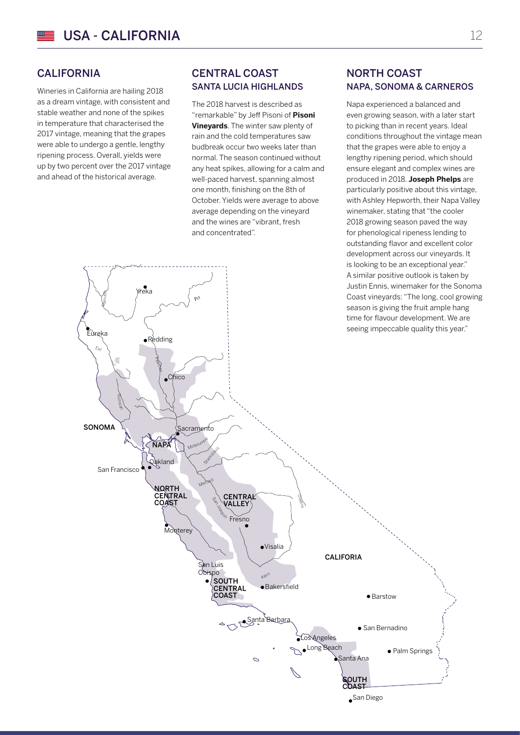# USA - CALIFORNIA

## CALIFORNIA

Wineries in California are hailing 2018 as a dream vintage, with consistent and stable weather and none of the spikes in temperature that characterised the 2017 vintage, meaning that the grapes were able to undergo a gentle, lengthy ripening process. Overall, yields were up by two percent over the 2017 vintage and ahead of the historical average.

## CENTRAL COAST

### SANTA LUCIA HIGHLANDS

The 2018 harvest is described as "remarkable" by Jeff Pisoni of **Pisoni Vineyards**. The winter saw plenty of rain and the cold temperatures saw budbreak occur two weeks later than normal. The season continued without any heat spikes, allowing for a calm and well-paced harvest, spanning almost one month, finishing on the 8th of October. Yields were average to above average depending on the vineyard and the wines are "vibrant, fresh and concentrated".

## NORTH COAST

### NAPA, SONOMA & CARNEROS

Napa experienced a balanced and even growing season, with a later start to picking than in recent years. Ideal conditions throughout the vintage mean that the grapes were able to enjoy a lengthy ripening period, which should ensure elegant and complex wines are produced in 2018. **Joseph Phelps** are particularly positive about this vintage, with Ashley Hepworth, their Napa Valley winemaker, stating that "the cooler 2018 growing season paved the way for phenological ripeness lending to outstanding flavor and excellent color development across our vineyards. It is looking to be an exceptional year." A similar positive outlook is taken by Justin Ennis, winemaker for the Sonoma Coast vineyards: "The long, cool growing season is giving the fruit ample hang time for flavour development. We are seeing impeccable quality this year."

Yreka
Klamath
Pit
Eureka
Redding
Eel
Feather
Chico
Russian
SONOMA
Sacramento
NAPA
Mokelumne
Stanislaus
Oakland
San Francisco
Merced
NORTH CENTRAL COAST
CENTRAL VALLEY
Owens
San Joaquin
Fresno
Monterey
Visalia
CALIFORIA
San Luis Obispo
Kern
SOUTH CENTRAL COAST
Bakersfield
Barstow
Santa Barbara
San Bernadino
Los Angeles
Long Beach
Palm Springs
Santa Ana
SOUTH COAST
San Diego